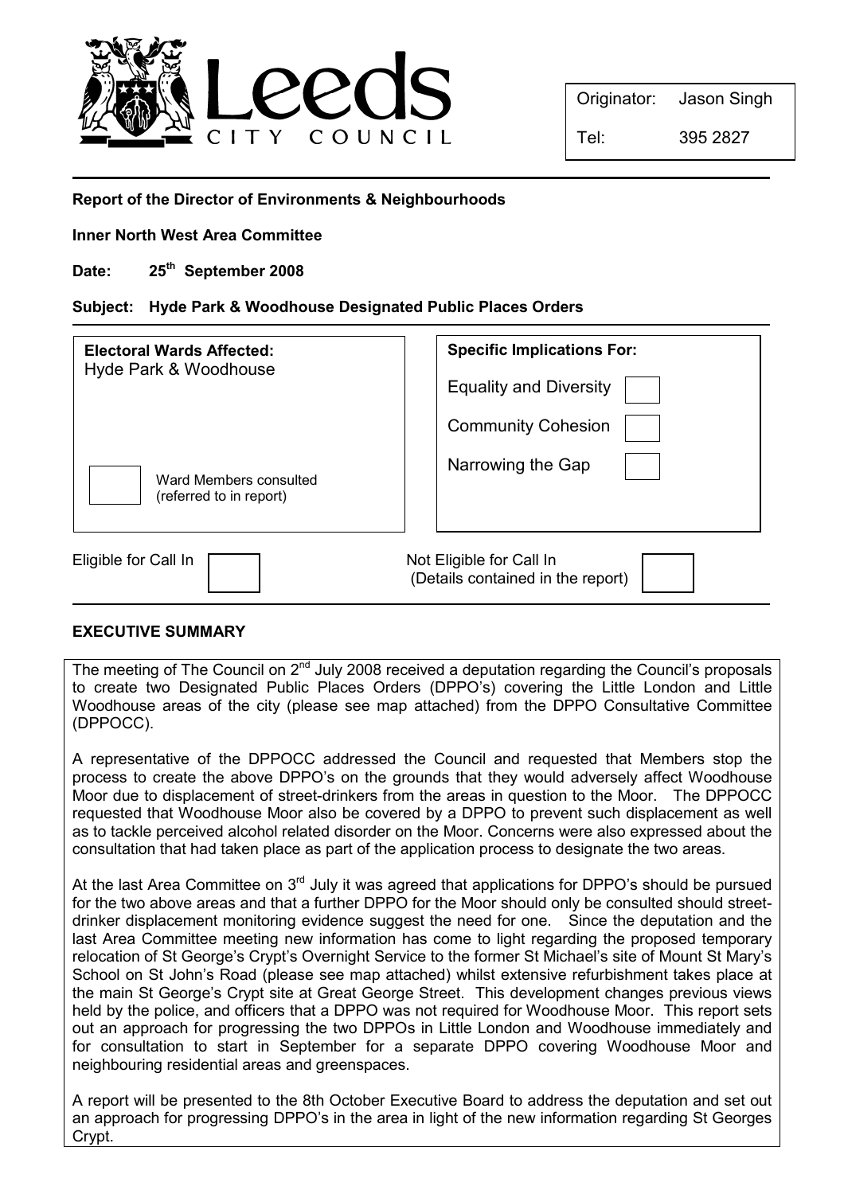Leeds CITY COUNCIL

| Originator: | Jason Singh |
| --- | --- |
| Tel: | 395 2827 |

**Report of the Director of Environments & Neighbourhoods**

**Inner North West Area Committee**

**Date: 25th September 2008**

**Subject: Hyde Park & Woodhouse Designated Public Places Orders**

| **Electoral Wards Affected:** | **Specific Implications For:** |
| --- | --- |
| Hyde Park & Woodhouse | Equality and Diversity ☐ |
| | Community Cohesion ☐ |
| ☐ Ward Members consulted (referred to in report) | Narrowing the Gap ☐ |

Eligible for Call In ☐ Not Eligible for Call In (Details contained in the report) ☐

## EXECUTIVE SUMMARY

The meeting of The Council on 2nd July 2008 received a deputation regarding the Council's proposals to create two Designated Public Places Orders (DPPO's) covering the Little London and Little Woodhouse areas of the city (please see map attached) from the DPPO Consultative Committee (DPPOCC).

A representative of the DPPOCC addressed the Council and requested that Members stop the process to create the above DPPO's on the grounds that they would adversely affect Woodhouse Moor due to displacement of street-drinkers from the areas in question to the Moor. The DPPOCC requested that Woodhouse Moor also be covered by a DPPO to prevent such displacement as well as to tackle perceived alcohol related disorder on the Moor. Concerns were also expressed about the consultation that had taken place as part of the application process to designate the two areas.

At the last Area Committee on 3rd July it was agreed that applications for DPPO's should be pursued for the two above areas and that a further DPPO for the Moor should only be consulted should street-drinker displacement monitoring evidence suggest the need for one. Since the deputation and the last Area Committee meeting new information has come to light regarding the proposed temporary relocation of St George's Crypt's Overnight Service to the former St Michael's site of Mount St Mary's School on St John's Road (please see map attached) whilst extensive refurbishment takes place at the main St George's Crypt site at Great George Street. This development changes previous views held by the police, and officers that a DPPO was not required for Woodhouse Moor. This report sets out an approach for progressing the two DPPOs in Little London and Woodhouse immediately and for consultation to start in September for a separate DPPO covering Woodhouse Moor and neighbouring residential areas and greenspaces.

A report will be presented to the 8th October Executive Board to address the deputation and set out an approach for progressing DPPO's in the area in light of the new information regarding St Georges Crypt.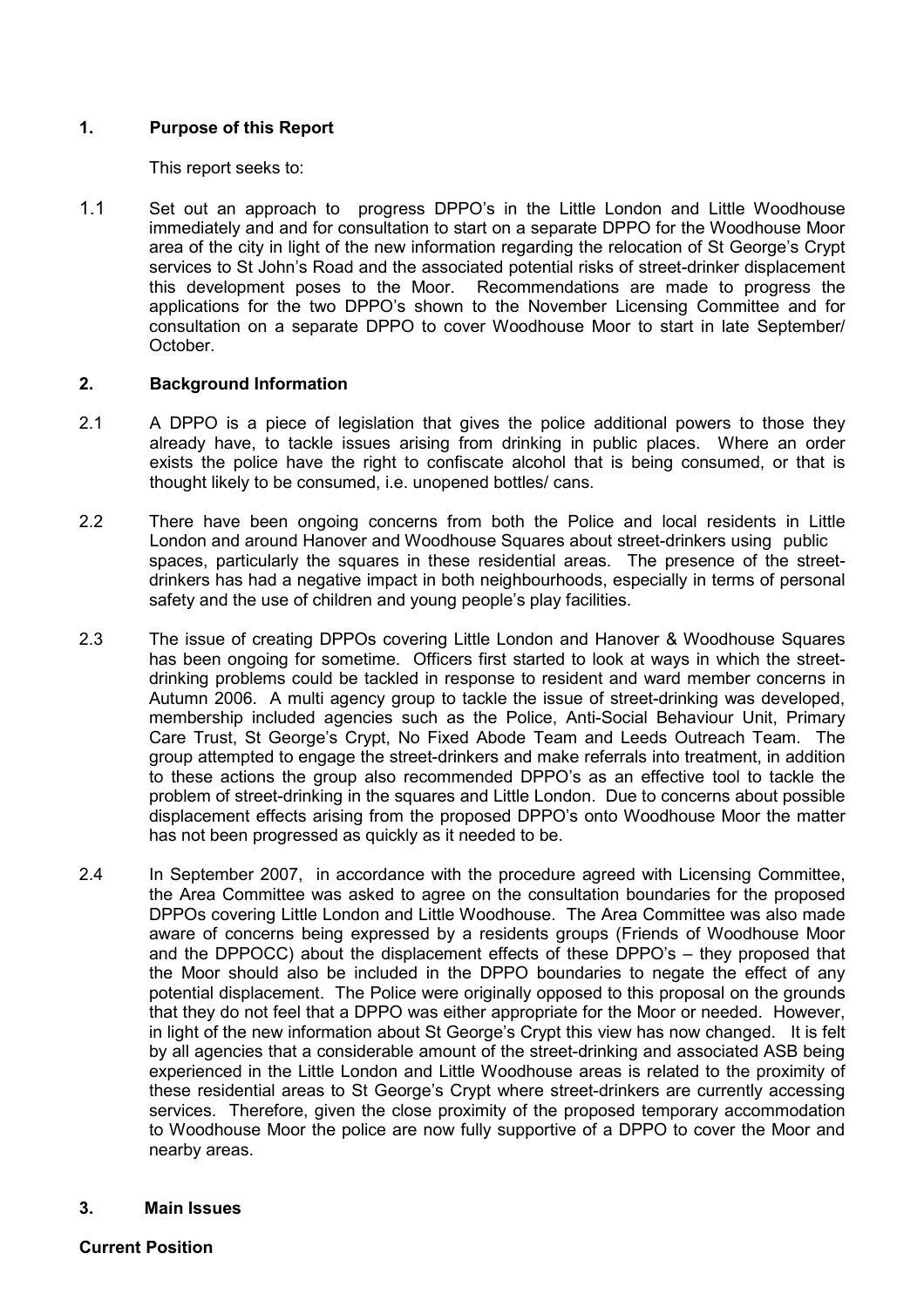## 1. Purpose of this Report

This report seeks to:

1.1 Set out an approach to progress DPPO's in the Little London and Little Woodhouse immediately and and for consultation to start on a separate DPPO for the Woodhouse Moor area of the city in light of the new information regarding the relocation of St George's Crypt services to St John's Road and the associated potential risks of street-drinker displacement this development poses to the Moor. Recommendations are made to progress the applications for the two DPPO's shown to the November Licensing Committee and for consultation on a separate DPPO to cover Woodhouse Moor to start in late September/ October.

## 2. Background Information

2.1 A DPPO is a piece of legislation that gives the police additional powers to those they already have, to tackle issues arising from drinking in public places. Where an order exists the police have the right to confiscate alcohol that is being consumed, or that is thought likely to be consumed, i.e. unopened bottles/ cans.

2.2 There have been ongoing concerns from both the Police and local residents in Little London and around Hanover and Woodhouse Squares about street-drinkers using public spaces, particularly the squares in these residential areas. The presence of the street-drinkers has had a negative impact in both neighbourhoods, especially in terms of personal safety and the use of children and young people's play facilities.

2.3 The issue of creating DPPOs covering Little London and Hanover & Woodhouse Squares has been ongoing for sometime. Officers first started to look at ways in which the street-drinking problems could be tackled in response to resident and ward member concerns in Autumn 2006. A multi agency group to tackle the issue of street-drinking was developed, membership included agencies such as the Police, Anti-Social Behaviour Unit, Primary Care Trust, St George's Crypt, No Fixed Abode Team and Leeds Outreach Team. The group attempted to engage the street-drinkers and make referrals into treatment, in addition to these actions the group also recommended DPPO's as an effective tool to tackle the problem of street-drinking in the squares and Little London. Due to concerns about possible displacement effects arising from the proposed DPPO's onto Woodhouse Moor the matter has not been progressed as quickly as it needed to be.

2.4 In September 2007, in accordance with the procedure agreed with Licensing Committee, the Area Committee was asked to agree on the consultation boundaries for the proposed DPPOs covering Little London and Little Woodhouse. The Area Committee was also made aware of concerns being expressed by a residents groups (Friends of Woodhouse Moor and the DPPOCC) about the displacement effects of these DPPO's – they proposed that the Moor should also be included in the DPPO boundaries to negate the effect of any potential displacement. The Police were originally opposed to this proposal on the grounds that they do not feel that a DPPO was either appropriate for the Moor or needed. However, in light of the new information about St George's Crypt this view has now changed. It is felt by all agencies that a considerable amount of the street-drinking and associated ASB being experienced in the Little London and Little Woodhouse areas is related to the proximity of these residential areas to St George's Crypt where street-drinkers are currently accessing services. Therefore, given the close proximity of the proposed temporary accommodation to Woodhouse Moor the police are now fully supportive of a DPPO to cover the Moor and nearby areas.

## 3. Main Issues

### Current Position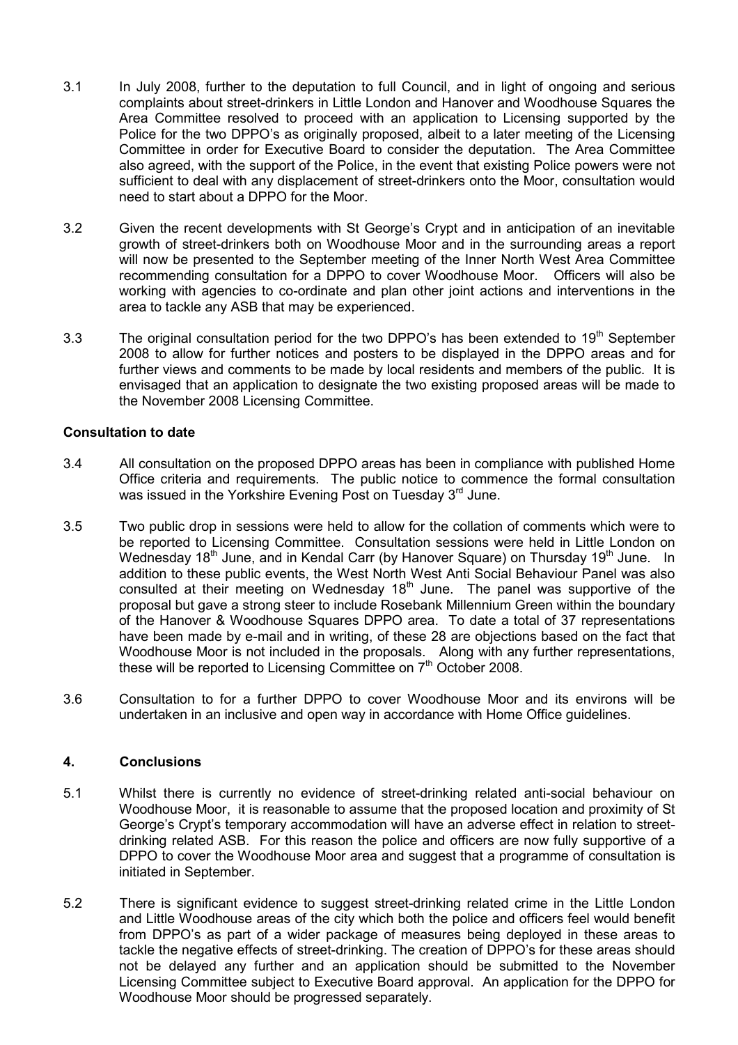3.1 In July 2008, further to the deputation to full Council, and in light of ongoing and serious complaints about street-drinkers in Little London and Hanover and Woodhouse Squares the Area Committee resolved to proceed with an application to Licensing supported by the Police for the two DPPO's as originally proposed, albeit to a later meeting of the Licensing Committee in order for Executive Board to consider the deputation. The Area Committee also agreed, with the support of the Police, in the event that existing Police powers were not sufficient to deal with any displacement of street-drinkers onto the Moor, consultation would need to start about a DPPO for the Moor.

3.2 Given the recent developments with St George's Crypt and in anticipation of an inevitable growth of street-drinkers both on Woodhouse Moor and in the surrounding areas a report will now be presented to the September meeting of the Inner North West Area Committee recommending consultation for a DPPO to cover Woodhouse Moor. Officers will also be working with agencies to co-ordinate and plan other joint actions and interventions in the area to tackle any ASB that may be experienced.

3.3 The original consultation period for the two DPPO's has been extended to 19th September 2008 to allow for further notices and posters to be displayed in the DPPO areas and for further views and comments to be made by local residents and members of the public. It is envisaged that an application to designate the two existing proposed areas will be made to the November 2008 Licensing Committee.

**Consultation to date**

3.4 All consultation on the proposed DPPO areas has been in compliance with published Home Office criteria and requirements. The public notice to commence the formal consultation was issued in the Yorkshire Evening Post on Tuesday 3rd June.

3.5 Two public drop in sessions were held to allow for the collation of comments which were to be reported to Licensing Committee. Consultation sessions were held in Little London on Wednesday 18th June, and in Kendal Carr (by Hanover Square) on Thursday 19th June. In addition to these public events, the West North West Anti Social Behaviour Panel was also consulted at their meeting on Wednesday 18th June. The panel was supportive of the proposal but gave a strong steer to include Rosebank Millennium Green within the boundary of the Hanover & Woodhouse Squares DPPO area. To date a total of 37 representations have been made by e-mail and in writing, of these 28 are objections based on the fact that Woodhouse Moor is not included in the proposals. Along with any further representations, these will be reported to Licensing Committee on 7th October 2008.

3.6 Consultation to for a further DPPO to cover Woodhouse Moor and its environs will be undertaken in an inclusive and open way in accordance with Home Office guidelines.

## 4. Conclusions

5.1 Whilst there is currently no evidence of street-drinking related anti-social behaviour on Woodhouse Moor, it is reasonable to assume that the proposed location and proximity of St George's Crypt's temporary accommodation will have an adverse effect in relation to street-drinking related ASB. For this reason the police and officers are now fully supportive of a DPPO to cover the Woodhouse Moor area and suggest that a programme of consultation is initiated in September.

5.2 There is significant evidence to suggest street-drinking related crime in the Little London and Little Woodhouse areas of the city which both the police and officers feel would benefit from DPPO's as part of a wider package of measures being deployed in these areas to tackle the negative effects of street-drinking. The creation of DPPO's for these areas should not be delayed any further and an application should be submitted to the November Licensing Committee subject to Executive Board approval. An application for the DPPO for Woodhouse Moor should be progressed separately.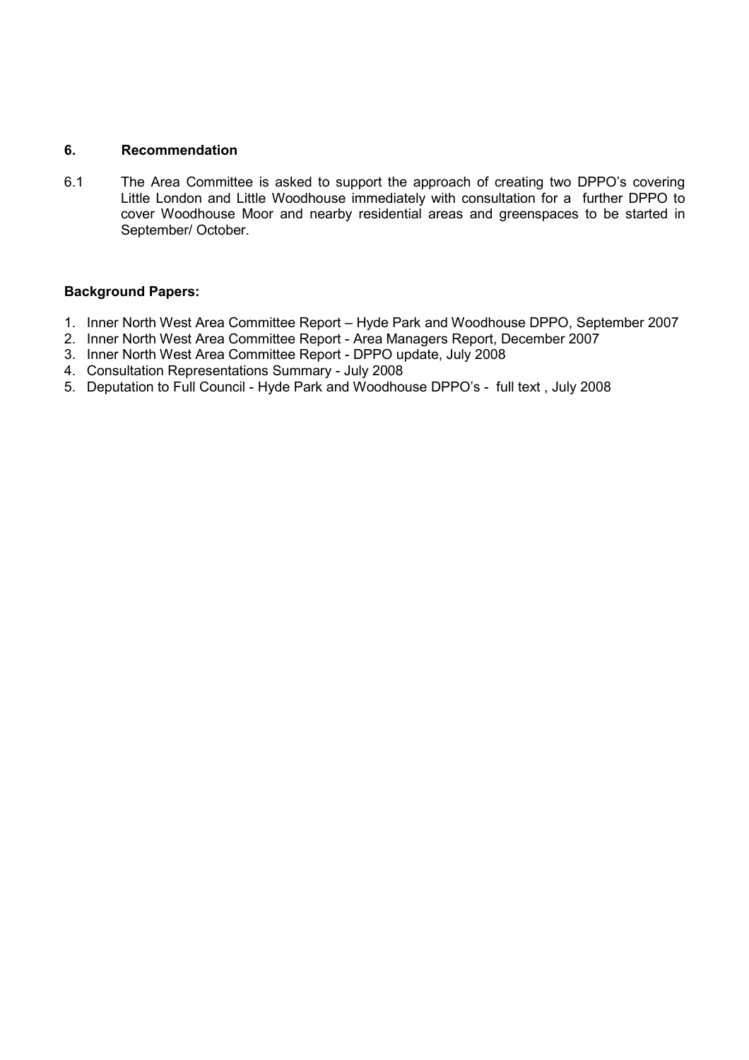## 6. Recommendation

6.1 The Area Committee is asked to support the approach of creating two DPPO's covering Little London and Little Woodhouse immediately with consultation for a further DPPO to cover Woodhouse Moor and nearby residential areas and greenspaces to be started in September/ October.

**Background Papers:**

1. Inner North West Area Committee Report – Hyde Park and Woodhouse DPPO, September 2007
2. Inner North West Area Committee Report - Area Managers Report, December 2007
3. Inner North West Area Committee Report - DPPO update, July 2008
4. Consultation Representations Summary - July 2008
5. Deputation to Full Council - Hyde Park and Woodhouse DPPO's - full text , July 2008